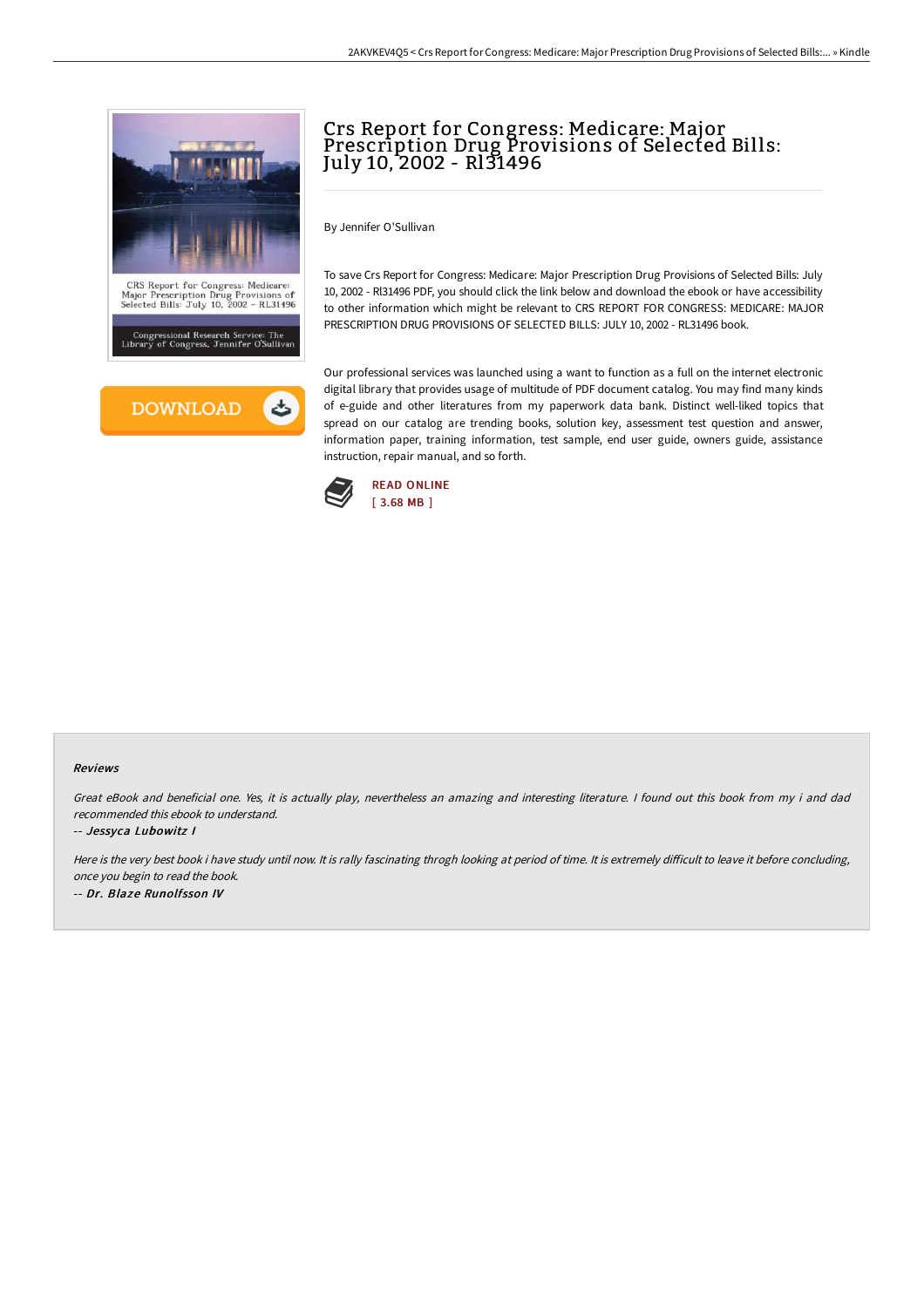# Crs Report for Congress: Medicare: Major Prescription Drug Provisions of Selected Bills: July 10, 2002 - Rl31496

By Jennifer O'Sullivan

To save Crs Report for Congress: Medicare: Major Prescription Drug Provisions of Selected Bills: July 10, 2002 - Rl31496 PDF, you should click the link below and download the ebook or have accessibility to other information which might be relevant to CRS REPORT FOR CONGRESS: MEDICARE: MAJOR PRESCRIPTION DRUG PROVISIONS OF SELECTED BILLS: JULY 10, 2002 - RL31496 book.

Our professional services was launched using a want to function as a full on the internet electronic digital library that provides usage of multitude of PDF document catalog. You may find many kinds of e-guide and other literatures from my paperwork data bank. Distinct well-liked topics that spread on our catalog are trending books, solution key, assessment test question and answer, information paper, training information, test sample, end user guide, owners guide, assistance instruction, repair manual, and so forth.

READ ONLINE
[ 3.68 MB ]

## Reviews

*Great eBook and beneficial one. Yes, it is actually play, nevertheless an amazing and interesting literature. I found out this book from my i and dad recommended this ebook to understand.*

*-- Jessyca Lubowitz I*

*Here is the very best book i have study until now. It is rally fascinating throgh looking at period of time. It is extremely difficult to leave it before concluding, once you begin to read the book.*

*-- Dr. Blaze Runolfsson IV*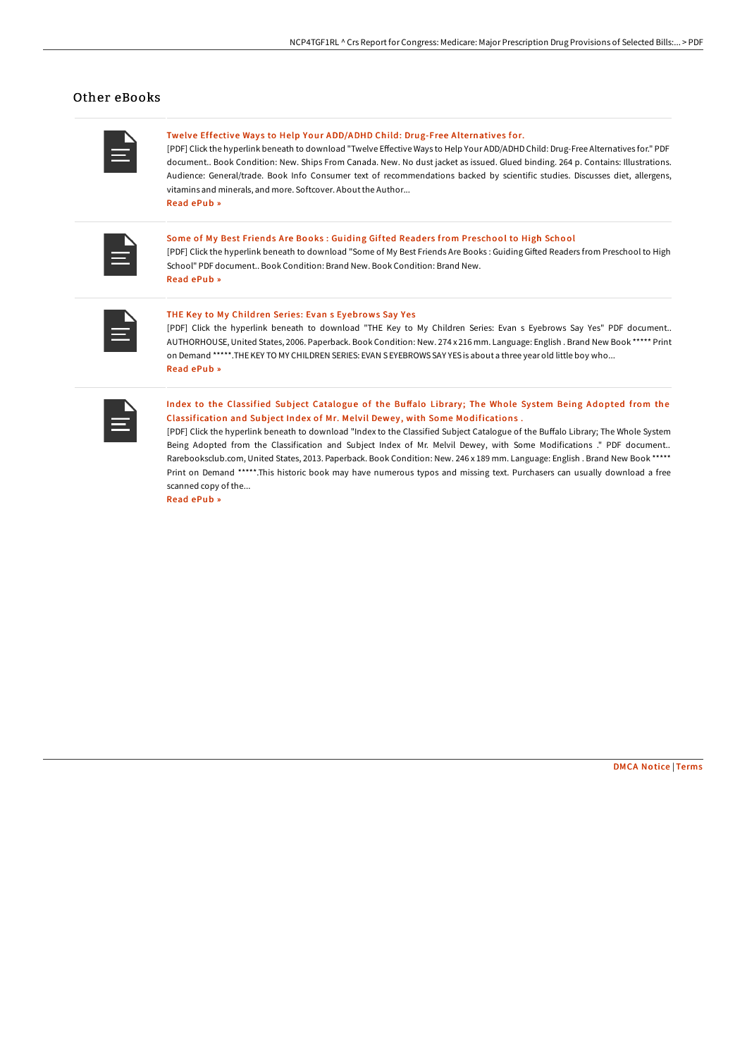## Other eBooks

### Twelve Effective Ways to Help Your ADD/ADHD Child: Drug-Free Alternatives for.

[PDF] Click the hyperlink beneath to download "Twelve Effective Ways to Help Your ADD/ADHD Child: Drug-Free Alternatives for." PDF document.. Book Condition: New. Ships From Canada. New. No dust jacket as issued. Glued binding. 264 p. Contains: Illustrations. Audience: General/trade. Book Info Consumer text of recommendations backed by scientific studies. Discusses diet, allergens, vitamins and minerals, and more. Softcover. About the Author...

Read ePub »

### Some of My Best Friends Are Books : Guiding Gifted Readers from Preschool to High School

[PDF] Click the hyperlink beneath to download "Some of My Best Friends Are Books : Guiding Gifted Readers from Preschool to High School" PDF document.. Book Condition: Brand New. Book Condition: Brand New.

Read ePub »

### THE Key to My Children Series: Evan s Eyebrows Say Yes

[PDF] Click the hyperlink beneath to download "THE Key to My Children Series: Evan s Eyebrows Say Yes" PDF document.. AUTHORHOUSE, United States, 2006. Paperback. Book Condition: New. 274 x 216 mm. Language: English . Brand New Book ***** Print on Demand *****.THE KEY TO MY CHILDREN SERIES: EVAN S EYEBROWS SAY YES is about a three year old little boy who...

Read ePub »

### Index to the Classified Subject Catalogue of the Buffalo Library; The Whole System Being Adopted from the Classification and Subject Index of Mr. Melvil Dewey, with Some Modifications .

[PDF] Click the hyperlink beneath to download "Index to the Classified Subject Catalogue of the Buffalo Library; The Whole System Being Adopted from the Classification and Subject Index of Mr. Melvil Dewey, with Some Modifications ." PDF document.. Rarebooksclub.com, United States, 2013. Paperback. Book Condition: New. 246 x 189 mm. Language: English . Brand New Book ***** Print on Demand *****.This historic book may have numerous typos and missing text. Purchasers can usually download a free scanned copy of the...

Read ePub »